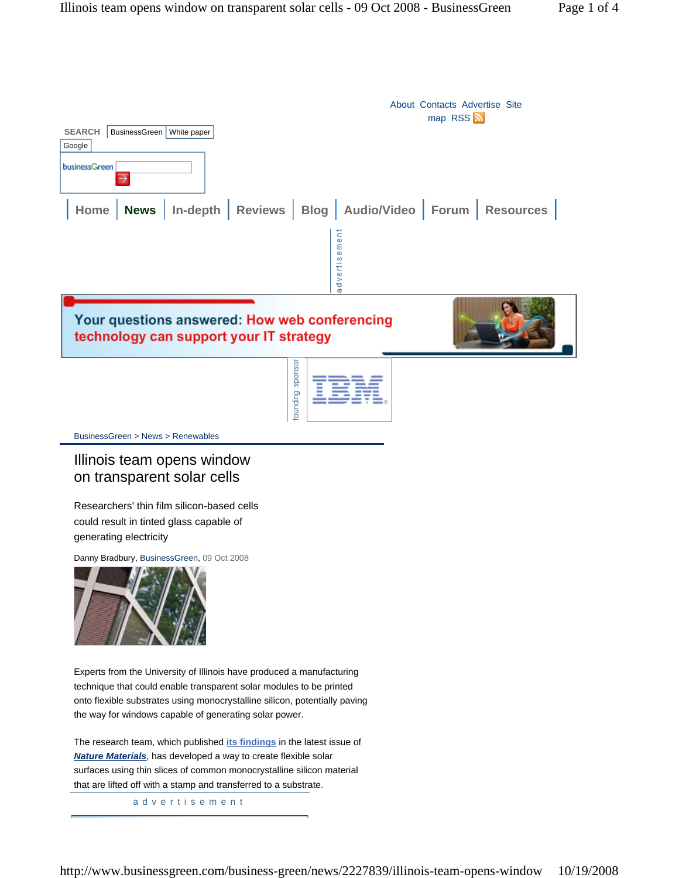About Contacts Advertise Site map RSS

SEARCH BusinessGreen White paper Google

Home | News | In-depth | Reviews | Blog | Audio/Video | Forum | Resources

advertisement

Your questions answered: How web conferencing technology can support your IT strategy

founding sponsor IBM

BusinessGreen > News > Renewables

# Illinois team opens window on transparent solar cells

Researchers' thin film silicon-based cells could result in tinted glass capable of generating electricity

Danny Bradbury, BusinessGreen, 09 Oct 2008

Experts from the University of Illinois have produced a manufacturing technique that could enable transparent solar modules to be printed onto flexible substrates using monocrystalline silicon, potentially paving the way for windows capable of generating solar power.

The research team, which published its findings in the latest issue of ***Nature Materials***, has developed a way to create flexible solar surfaces using thin slices of common monocrystalline silicon material that are lifted off with a stamp and transferred to a substrate.

advertisement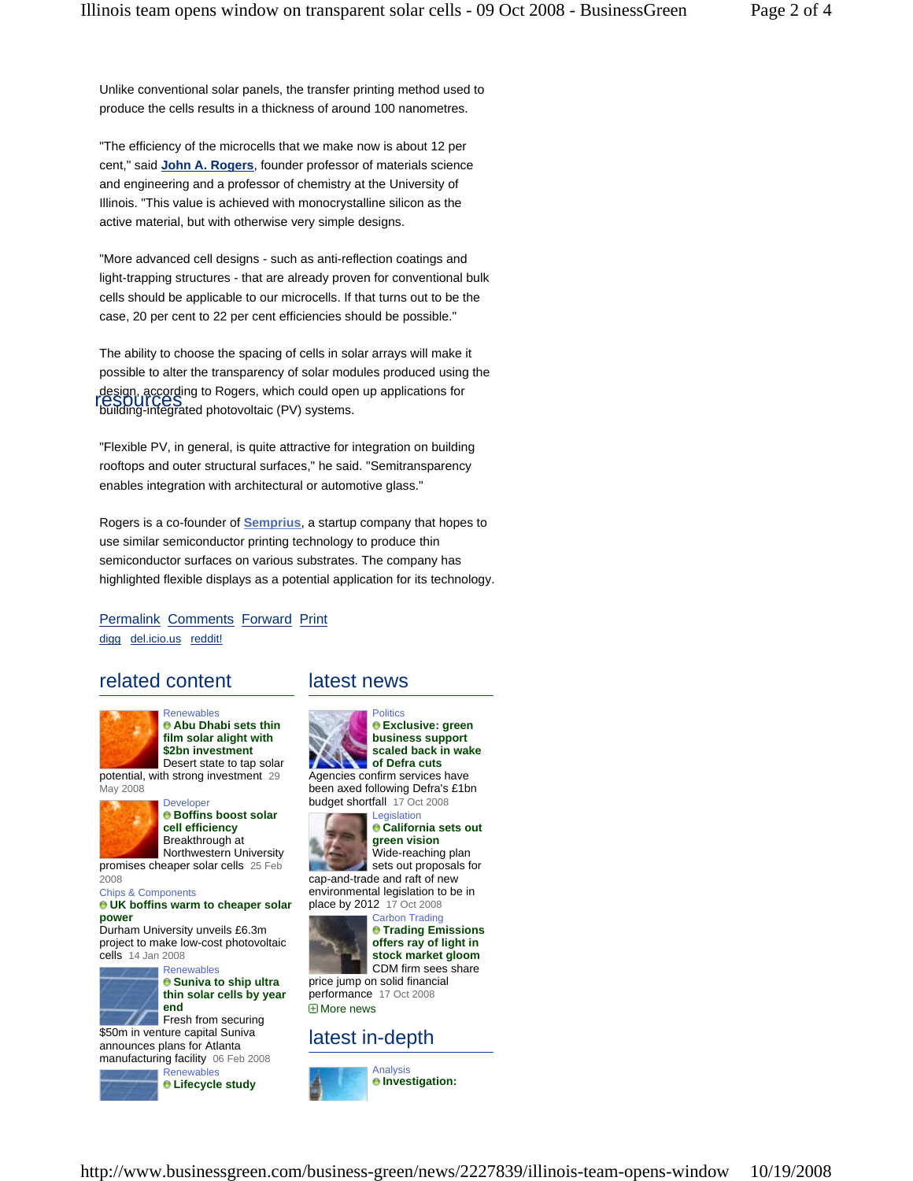Unlike conventional solar panels, the transfer printing method used to produce the cells results in a thickness of around 100 nanometres.

"The efficiency of the microcells that we make now is about 12 per cent," said **John A. Rogers**, founder professor of materials science and engineering and a professor of chemistry at the University of Illinois. "This value is achieved with monocrystalline silicon as the active material, but with otherwise very simple designs.

"More advanced cell designs - such as anti-reflection coatings and light-trapping structures - that are already proven for conventional bulk cells should be applicable to our microcells. If that turns out to be the case, 20 per cent to 22 per cent efficiencies should be possible."

The ability to choose the spacing of cells in solar arrays will make it possible to alter the transparency of solar modules produced using the design, according to Rogers, which could open up applications for building-integrated photovoltaic (PV) systems.

"Flexible PV, in general, is quite attractive for integration on building rooftops and outer structural surfaces," he said. "Semitransparency enables integration with architectural or automotive glass."

Rogers is a co-founder of **Semprius**, a startup company that hopes to use similar semiconductor printing technology to produce thin semiconductor surfaces on various substrates. The company has highlighted flexible displays as a potential application for its technology.

Permalink Comments Forward Print
digg del.icio.us reddit!

resources

## related content

Renewables
**Abu Dhabi sets thin film solar alight with $2bn investment**
Desert state to tap solar potential, with strong investment 29 May 2008

Developer
**Boffins boost solar cell efficiency**
Breakthrough at Northwestern University promises cheaper solar cells 25 Feb 2008

Chips & Components
**UK boffins warm to cheaper solar power**
Durham University unveils £6.3m project to make low-cost photovoltaic cells 14 Jan 2008

Renewables
**Suniva to ship ultra thin solar cells by year end**
Fresh from securing $50m in venture capital Suniva announces plans for Atlanta manufacturing facility 06 Feb 2008

Renewables
**Lifecycle study**

## latest news

Politics
**Exclusive: green business support scaled back in wake of Defra cuts**
Agencies confirm services have been axed following Defra's £1bn budget shortfall 17 Oct 2008

Legislation
**California sets out green vision**
Wide-reaching plan sets out proposals for cap-and-trade and raft of new environmental legislation to be in place by 2012 17 Oct 2008

Carbon Trading
**Trading Emissions offers ray of light in stock market gloom**
CDM firm sees share price jump on solid financial performance 17 Oct 2008

More news

## latest in-depth

Analysis
**Investigation:**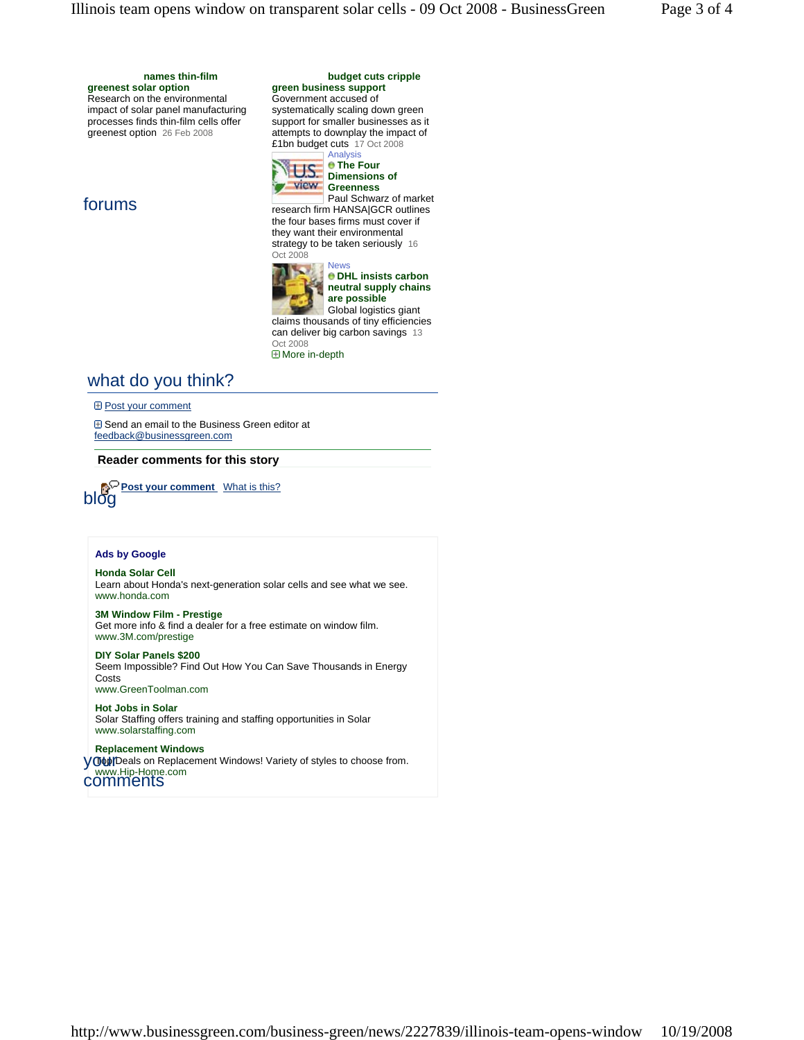**names thin-film greenest solar option**
Research on the environmental impact of solar panel manufacturing processes finds thin-film cells offer greenest option 26 Feb 2008

**budget cuts cripple green business support**
Government accused of systematically scaling down green support for smaller businesses as it attempts to downplay the impact of £1bn budget cuts 17 Oct 2008

Analysis
**The Four Dimensions of Greenness**
Paul Schwarz of market research firm HANSA|GCR outlines the four bases firms must cover if they want their environmental strategy to be taken seriously 16 Oct 2008

News
**DHL insists carbon neutral supply chains are possible**
Global logistics giant claims thousands of tiny efficiencies can deliver big carbon savings 13 Oct 2008

More in-depth

forums

## what do you think?

Post your comment

Send an email to the Business Green editor at feedback@businessgreen.com

### Reader comments for this story

Post your comment What is this?

blog

**Ads by Google**

**Honda Solar Cell**
Learn about Honda's next-generation solar cells and see what we see.
www.honda.com

**3M Window Film - Prestige**
Get more info & find a dealer for a free estimate on window film.
www.3M.com/prestige

**DIY Solar Panels $200**
Seem Impossible? Find Out How You Can Save Thousands in Energy Costs
www.GreenToolman.com

**Hot Jobs in Solar**
Solar Staffing offers training and staffing opportunities in Solar
www.solarstaffing.com

**Replacement Windows**
Top Deals on Replacement Windows! Variety of styles to choose from.
www.Hip-Home.com

your comments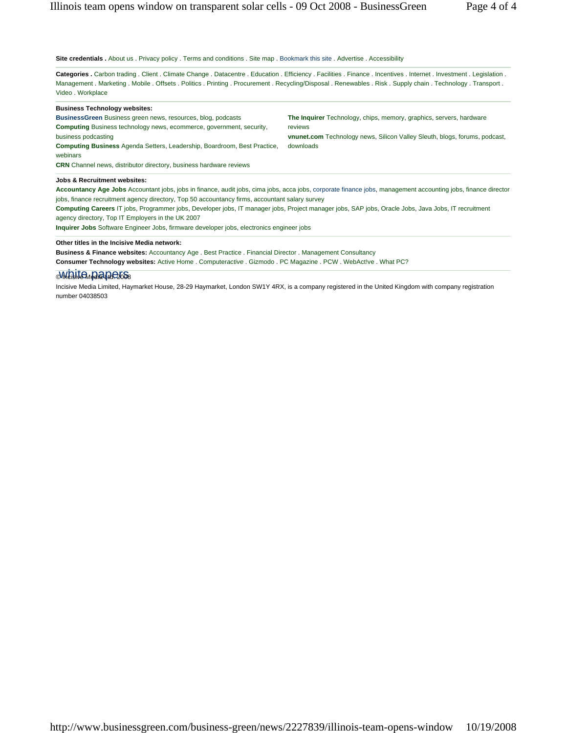**Site credentials .** About us . Privacy policy . Terms and conditions . Site map . Bookmark this site . Advertise . Accessibility

**Categories .** Carbon trading . Client . Climate Change . Datacentre . Education . Efficiency . Facilities . Finance . Incentives . Internet . Investment . Legislation . Management . Marketing . Mobile . Offsets . Politics . Printing . Procurement . Recycling/Disposal . Renewables . Risk . Supply chain . Technology . Transport . Video . Workplace

**Business Technology websites:**

**BusinessGreen** Business green news, resources, blog, podcasts
**Computing** Business technology news, ecommerce, government, security, business podcasting
**Computing Business** Agenda Setters, Leadership, Boardroom, Best Practice, webinars
**CRN** Channel news, distributor directory, business hardware reviews
**The Inquirer** Technology, chips, memory, graphics, servers, hardware reviews
**vnunet.com** Technology news, Silicon Valley Sleuth, blogs, forums, podcast, downloads

**Jobs & Recruitment websites:**

**Accountancy Age Jobs** Accountant jobs, jobs in finance, audit jobs, cima jobs, acca jobs, corporate finance jobs, management accounting jobs, finance director jobs, finance recruitment agency directory, Top 50 accountancy firms, accountant salary survey
**Computing Careers** IT jobs, Programmer jobs, Developer jobs, IT manager jobs, Project manager jobs, SAP jobs, Oracle Jobs, Java Jobs, IT recruitment agency directory, Top IT Employers in the UK 2007
**Inquirer Jobs** Software Engineer Jobs, firmware developer jobs, electronics engineer jobs

**Other titles in the Incisive Media network:**

**Business & Finance websites:** Accountancy Age . Best Practice . Financial Director . Management Consultancy
**Consumer Technology websites:** Active Home . Computer*active* . Gizmodo . PC Magazine . PCW . WebAct!ve . What PC?

white papers

© Incisive Media Ltd. 2008

Incisive Media Limited, Haymarket House, 28-29 Haymarket, London SW1Y 4RX, is a company registered in the United Kingdom with company registration number 04038503